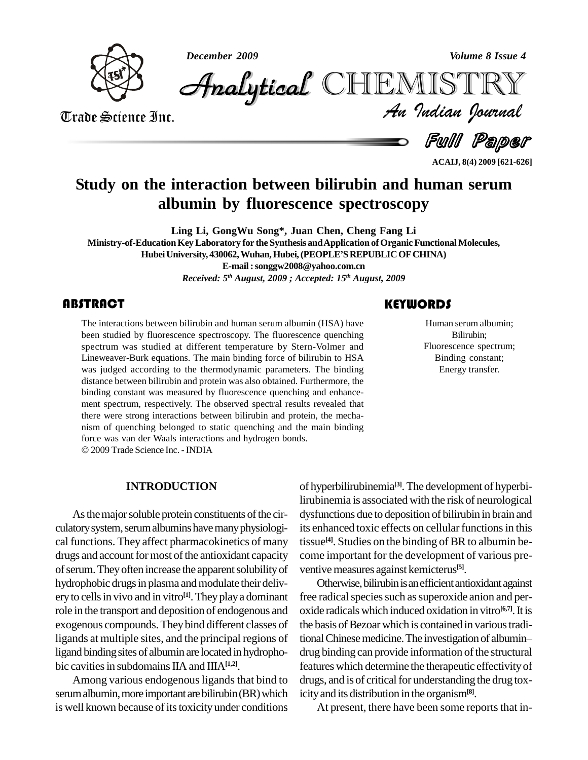# Study on the interaction between bilirubin and human serum albumin by fluorescence spectroscopy

**Ling Li, GongWu Song*, Juan Chen, Cheng Fang Li**

**Ministry-of-Education Key Laboratory for the Synthesis and Application of Organic Functional Molecules, Hubei University, 430062, Wuhan, Hubei, (PEOPLE'S REPUBLIC OF CHINA)**

**E-mail : songgw2008@yahoo.com.cn**

*Received: 5th August, 2009 ; Accepted: 15th August, 2009*

## ABSTRACT

The interactions between bilirubin and human serum albumin (HSA) have been studied by fluorescence spectroscopy. The fluorescence quenching spectrum was studied at different temperature by Stern-Volmer and Lineweaver-Burk equations. The main binding force of bilirubin to HSA was judged according to the thermodynamic parameters. The binding distance between bilirubin and protein was also obtained. Furthermore, the binding constant was measured by fluorescence quenching and enhancement spectrum, respectively. The observed spectral results revealed that there were strong interactions between bilirubin and protein, the mechanism of quenching belonged to static quenching and the main binding force was van der Waals interactions and hydrogen bonds.

© 2009 Trade Science Inc. - INDIA

## KEYWORDS

Human serum albumin;
Bilirubin;
Fluorescence spectrum;
Binding constant;
Energy transfer.

## INTRODUCTION

As the major soluble protein constituents of the circulatory system, serum albumins have many physiological functions. They affect pharmacokinetics of many drugs and account for most of the antioxidant capacity of serum. They often increase the apparent solubility of hydrophobic drugs in plasma and modulate their delivery to cells in vivo and in vitro[1]. They play a dominant role in the transport and deposition of endogenous and exogenous compounds. They bind different classes of ligands at multiple sites, and the principal regions of ligand binding sites of albumin are located in hydrophobic cavities in subdomains IIA and IIIA[1,2].

Among various endogenous ligands that bind to serum albumin, more important are bilirubin (BR) which is well known because of its toxicity under conditions of hyperbilirubinemia[3]. The development of hyperbilirubinemia is associated with the risk of neurological dysfunctions due to deposition of bilirubin in brain and its enhanced toxic effects on cellular functions in this tissue[4]. Studies on the binding of BR to albumin become important for the development of various preventive measures against kernicterus[5].

Otherwise, bilirubin is an efficient antioxidant against free radical species such as superoxide anion and peroxide radicals which induced oxidation in vitro[6,7]. It is the basis of Bezoar which is contained in various traditional Chinese medicine. The investigation of albumin–drug binding can provide information of the structural features which determine the therapeutic effectivity of drugs, and is of critical for understanding the drug toxicity and its distribution in the organism[8].

At present, there have been some reports that in-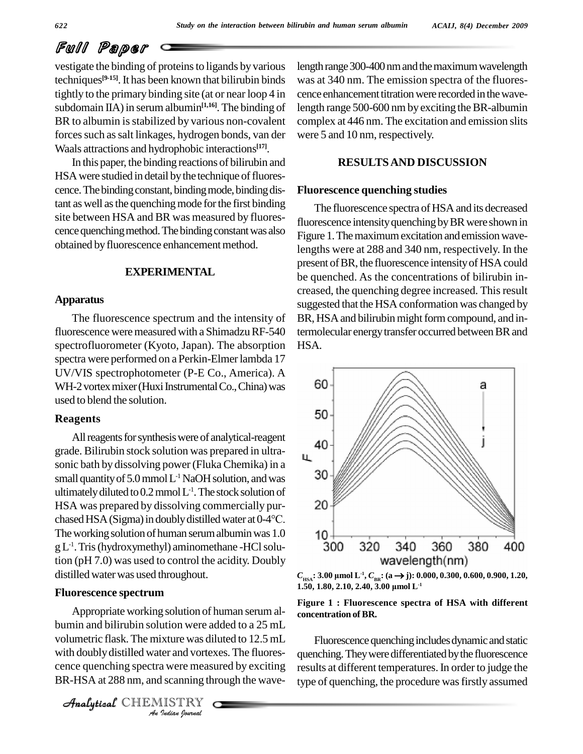vestigate the binding of proteins to ligands by various techniques[9-15]. It has been known that bilirubin binds tightly to the primary binding site (at or near loop 4 in subdomain IIA) in serum albumin[1,16]. The binding of BR to albumin is stabilized by various non-covalent forces such as salt linkages, hydrogen bonds, van der Waals attractions and hydrophobic interactions[17].

In this paper, the binding reactions of bilirubin and HSA were studied in detail by the technique of fluorescence. The binding constant, binding mode, binding distant as well as the quenching mode for the first binding site between HSA and BR was measured by fluorescence quenching method. The binding constant was also obtained by fluorescence enhancement method.

## EXPERIMENTAL

### Apparatus

The fluorescence spectrum and the intensity of fluorescence were measured with a Shimadzu RF-540 spectrofluorometer (Kyoto, Japan). The absorption spectra were performed on a Perkin-Elmer lambda 17 UV/VIS spectrophotometer (P-E Co., America). A WH-2 vortex mixer (Huxi Instrumental Co., China) was used to blend the solution.

### Reagents

All reagents for synthesis were of analytical-reagent grade. Bilirubin stock solution was prepared in ultrasonic bath by dissolving power (Fluka Chemika) in a small quantity of 5.0 mmol $L^{-1}$ NaOH solution, and was ultimately diluted to 0.2 mmol $L^{-1}$. The stock solution of HSA was prepared by dissolving commercially purchased HSA (Sigma) in doubly distilled water at 0-4°C. The working solution of human serum albumin was 1.0 g $L^{-1}$. Tris (hydroxymethyl) aminomethane -HCl solution (pH 7.0) was used to control the acidity. Doubly distilled water was used throughout.

### Fluorescence spectrum

Appropriate working solution of human serum albumin and bilirubin solution were added to a 25 mL volumetric flask. The mixture was diluted to 12.5 mL with doubly distilled water and vortexes. The fluorescence quenching spectra were measured by exciting BR-HSA at 288 nm, and scanning through the wavelength range 300-400 nm and the maximum wavelength was at 340 nm. The emission spectra of the fluorescence enhancement titration were recorded in the wavelength range 500-600 nm by exciting the BR-albumin complex at 446 nm. The excitation and emission slits were 5 and 10 nm, respectively.

## RESULTS AND DISCUSSION

### Fluorescence quenching studies

The fluorescence spectra of HSA and its decreased fluorescence intensity quenching by BR were shown in Figure 1. The maximum excitation and emission wavelengths were at 288 and 340 nm, respectively. In the present of BR, the fluorescence intensity of HSA could be quenched. As the concentrations of bilirubin increased, the quenching degree increased. This result suggested that the HSA conformation was changed by BR, HSA and bilirubin might form compound, and intermolecular energy transfer occurred between BR and HSA.

$C_{HSA}$: 3.00 μmol $L^{-1}$, $C_{BR}$: (a → j): 0.000, 0.300, 0.600, 0.900, 1.20, 1.50, 1.80, 2.10, 2.40, 3.00 μmol $L^{-1}$

**Figure 1 : Fluorescence spectra of HSA with different concentration of BR.**

Fluorescence quenching includes dynamic and static quenching. They were differentiated by the fluorescence results at different temperatures. In order to judge the type of quenching, the procedure was firstly assumed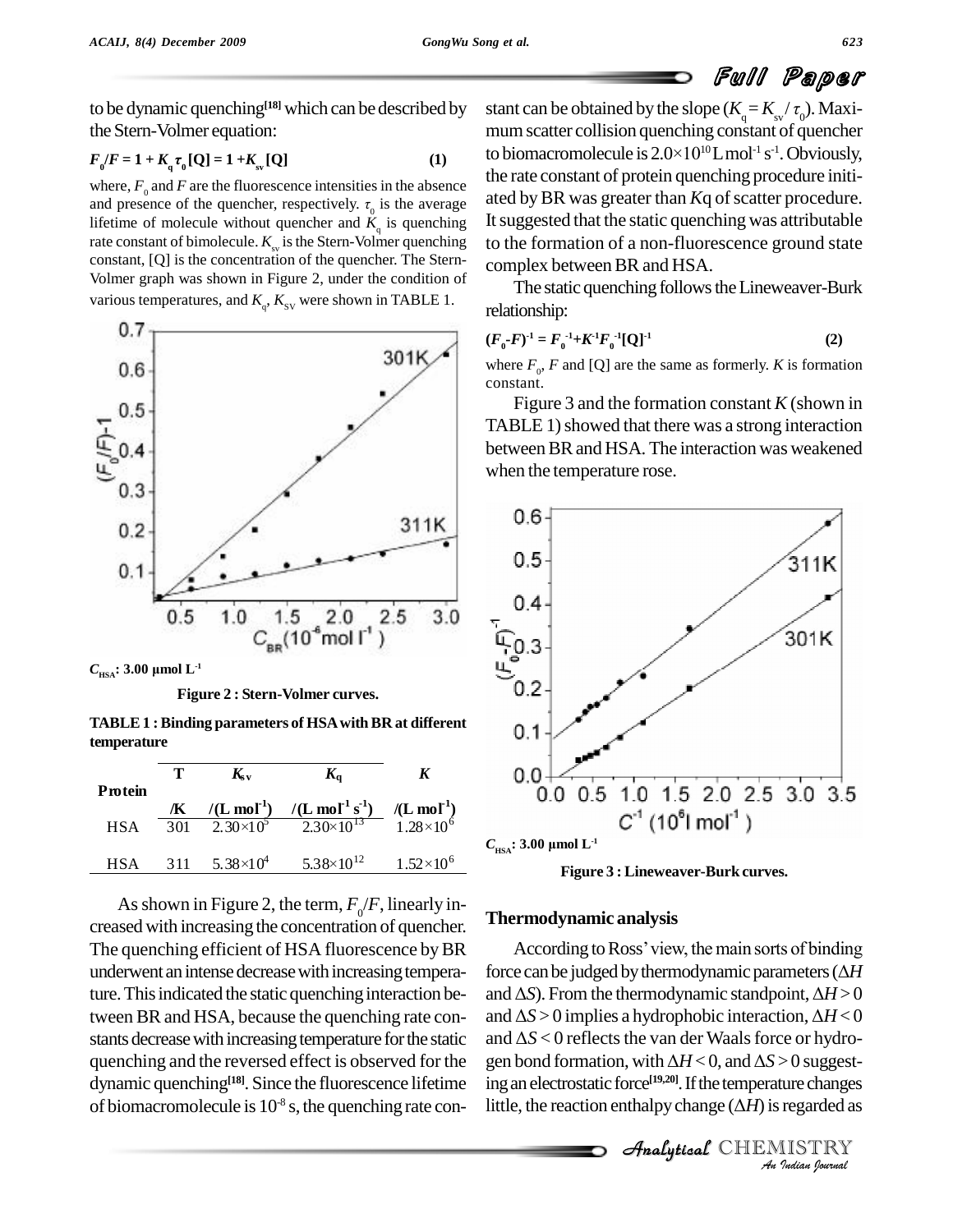to be dynamic quenching[18] which can be described by the Stern-Volmer equation:

$$F_0/F = 1 + K_q\tau_0[Q] = 1 + K_{sv}[Q] \qquad (1)$$

where, $F_0$ and $F$ are the fluorescence intensities in the absence and presence of the quencher, respectively. $\tau_0$ is the average lifetime of molecule without quencher and $K_q$ is quenching rate constant of bimolecule. $K_{sv}$ is the Stern-Volmer quenching constant, [Q] is the concentration of the quencher. The Stern-Volmer graph was shown in Figure 2, under the condition of various temperatures, and $K_q$, $K_{SV}$ were shown in TABLE 1.

$C_{HSA}$: 3.00 μmol L$^{-1}$

**Figure 2 : Stern-Volmer curves.**

**TABLE 1 : Binding parameters of HSA with BR at different temperature**

| Protein | T /K | $K_{sv}$ /(L mol$^{-1}$) | $K_q$ /(L mol$^{-1}$ s$^{-1}$) | $K$ /(L mol$^{-1}$) |
|---|---|---|---|---|
| HSA | 301 | $2.30\times10^5$ | $2.30\times10^{13}$ | $1.28\times10^6$ |
| HSA | 311 | $5.38\times10^4$ | $5.38\times10^{12}$ | $1.52\times10^6$ |

As shown in Figure 2, the term, $F_0/F$, linearly increased with increasing the concentration of quencher. The quenching efficient of HSA fluorescence by BR underwent an intense decrease with increasing temperature. This indicated the static quenching interaction between BR and HSA, because the quenching rate constants decrease with increasing temperature for the static quenching and the reversed effect is observed for the dynamic quenching[18]. Since the fluorescence lifetime of biomacromolecule is $10^{-8}$ s, the quenching rate constant can be obtained by the slope ($K_q = K_{sv}/\tau_0$). Maximum scatter collision quenching constant of quencher to biomacromolecule is $2.0\times10^{10}$ L mol$^{-1}$ s$^{-1}$. Obviously, the rate constant of protein quenching procedure initiated by BR was greater than $K$q of scatter procedure. It suggested that the static quenching was attributable to the formation of a non-fluorescence ground state complex between BR and HSA.

The static quenching follows the Lineweaver-Burk relationship:

$$(F_0-F)^{-1} = F_0^{-1} + K^{-1}F_0^{-1}[Q]^{-1} \qquad (2)$$

where $F_0$, $F$ and [Q] are the same as formerly. $K$ is formation constant.

Figure 3 and the formation constant $K$ (shown in TABLE 1) showed that there was a strong interaction between BR and HSA. The interaction was weakened when the temperature rose.

$C_{HSA}$: 3.00 μmol L$^{-1}$

**Figure 3 : Lineweaver-Burk curves.**

## Thermodynamic analysis

According to Ross' view, the main sorts of binding force can be judged by thermodynamic parameters ($\Delta H$ and $\Delta S$). From the thermodynamic standpoint, $\Delta H > 0$ and $\Delta S > 0$ implies a hydrophobic interaction, $\Delta H < 0$ and $\Delta S < 0$ reflects the van der Waals force or hydrogen bond formation, with $\Delta H < 0$, and $\Delta S > 0$ suggesting an electrostatic force[19,20]. If the temperature changes little, the reaction enthalpy change ($\Delta H$) is regarded as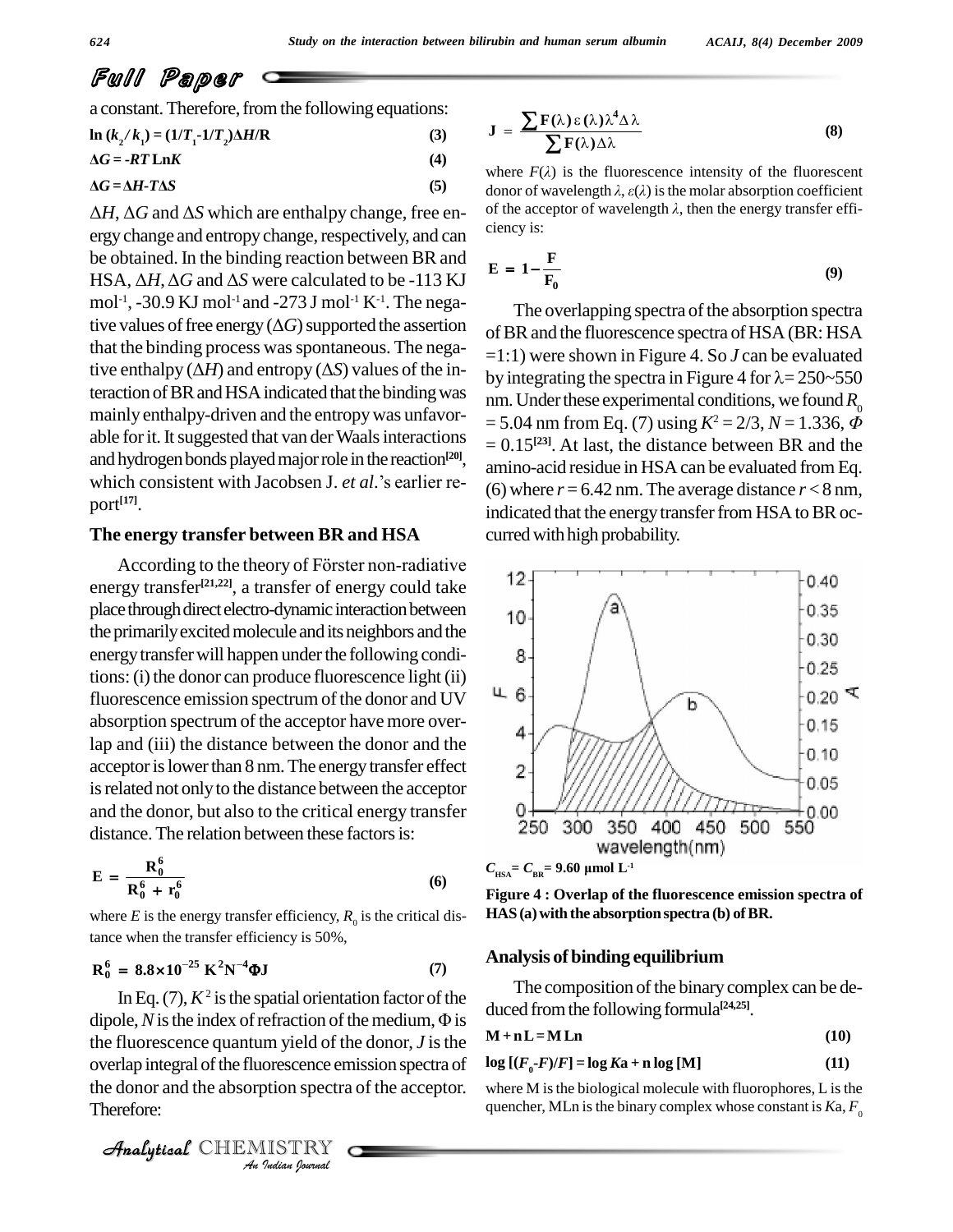a constant. Therefore, from the following equations:

$$\ln (k_2 / k_1) = (1/T_1 - 1/T_2)\Delta H/R \quad (3)$$

$$\Delta G = -RT \ln K \quad (4)$$

$$\Delta G = \Delta H - T\Delta S \quad (5)$$

$\Delta H$, $\Delta G$ and $\Delta S$ which are enthalpy change, free energy change and entropy change, respectively, and can be obtained. In the binding reaction between BR and HSA, $\Delta H$, $\Delta G$ and $\Delta S$ were calculated to be -113 KJ mol$^{-1}$, -30.9 KJ mol$^{-1}$ and -273 J mol$^{-1}$ K$^{-1}$. The negative values of free energy ($\Delta G$) supported the assertion that the binding process was spontaneous. The negative enthalpy ($\Delta H$) and entropy ($\Delta S$) values of the interaction of BR and HSA indicated that the binding was mainly enthalpy-driven and the entropy was unfavorable for it. It suggested that van der Waals interactions and hydrogen bonds played major role in the reaction[20], which consistent with Jacobsen J. *et al*.'s earlier report[17].

### The energy transfer between BR and HSA

According to the theory of Förster non-radiative energy transfer[21,22], a transfer of energy could take place through direct electro-dynamic interaction between the primarily excited molecule and its neighbors and the energy transfer will happen under the following conditions: (i) the donor can produce fluorescence light (ii) fluorescence emission spectrum of the donor and UV absorption spectrum of the acceptor have more overlap and (iii) the distance between the donor and the acceptor is lower than 8 nm. The energy transfer effect is related not only to the distance between the acceptor and the donor, but also to the critical energy transfer distance. The relation between these factors is:

$$E = \frac{R_0^6}{R_0^6 + r_0^6} \quad (6)$$

where $E$ is the energy transfer efficiency, $R_0$ is the critical distance when the transfer efficiency is 50%,

$$R_0^6 = 8.8 \times 10^{-25} K^2 N^{-4} \Phi J \quad (7)$$

In Eq. (7), $K^2$ is the spatial orientation factor of the dipole, $N$ is the index of refraction of the medium, $\Phi$ is the fluorescence quantum yield of the donor, $J$ is the overlap integral of the fluorescence emission spectra of the donor and the absorption spectra of the acceptor. Therefore:

$$J = \frac{\sum F(\lambda)\varepsilon(\lambda)\lambda^4 \Delta\lambda}{\sum F(\lambda)\Delta\lambda} \quad (8)$$

where $F(\lambda)$ is the fluorescence intensity of the fluorescent donor of wavelength $\lambda$, $\varepsilon(\lambda)$ is the molar absorption coefficient of the acceptor of wavelength $\lambda$, then the energy transfer efficiency is:

$$E = 1 - \frac{F}{F_0} \quad (9)$$

The overlapping spectra of the absorption spectra of BR and the fluorescence spectra of HSA (BR: HSA =1:1) were shown in Figure 4. So $J$ can be evaluated by integrating the spectra in Figure 4 for $\lambda$= 250~550 nm. Under these experimental conditions, we found $R_0$ = 5.04 nm from Eq. (7) using $K^2 = 2/3$, $N = 1.336$, $\Phi = 0.15$[23]. At last, the distance between BR and the amino-acid residue in HSA can be evaluated from Eq. (6) where $r = 6.42$ nm. The average distance $r < 8$ nm, indicated that the energy transfer from HSA to BR occurred with high probability.

$C_{HSA} = C_{BR} = 9.60$ μmol L$^{-1}$

**Figure 4 : Overlap of the fluorescence emission spectra of HAS (a) with the absorption spectra (b) of BR.**

### Analysis of binding equilibrium

The composition of the binary complex can be deduced from the following formula[24,25].

$$M + nL = MLn \quad (10)$$

$$\log [(F_0 - F)/F] = \log Ka + n \log [M] \quad (11)$$

where M is the biological molecule with fluorophores, L is the quencher, MLn is the binary complex whose constant is $Ka$, $F_0$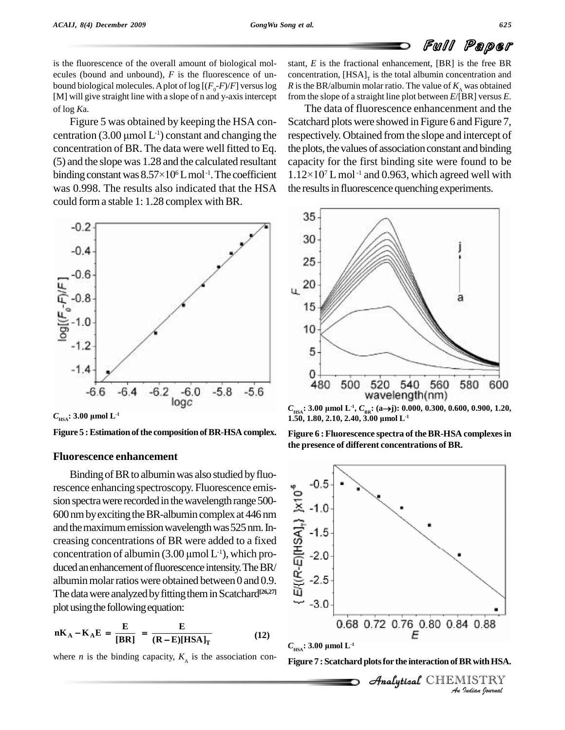is the fluorescence of the overall amount of biological molecules (bound and unbound), $F$ is the fluorescence of unbound biological molecules. A plot of log $[(F_0-F)/F]$ versus log [M] will give straight line with a slope of n and y-axis intercept of log $Ka$.

Figure 5 was obtained by keeping the HSA concentration (3.00 μmol $L^{-1}$) constant and changing the concentration of BR. The data were well fitted to Eq. (5) and the slope was 1.28 and the calculated resultant binding constant was $8.57\times10^6$ L $mol^{-1}$. The coefficient was 0.998. The results also indicated that the HSA could form a stable 1: 1.28 complex with BR.

$C_{HSA}$: 3.00 μmol $L^{-1}$

**Figure 5 : Estimation of the composition of BR-HSA complex.**

### Fluorescence enhancement

Binding of BR to albumin was also studied by fluorescence enhancing spectroscopy. Fluorescence emission spectra were recorded in the wavelength range 500-600 nm by exciting the BR-albumin complex at 446 nm and the maximum emission wavelength was 525 nm. Increasing concentrations of BR were added to a fixed concentration of albumin (3.00 μmol $L^{-1}$), which produced an enhancement of fluorescence intensity. The BR/albumin molar ratios were obtained between 0 and 0.9. The data were analyzed by fitting them in Scatchard[26,27] plot using the following equation:

$$nK_A - K_A E = \frac{E}{[BR]} = \frac{E}{(R-E)[HSA]_T} \qquad (12)$$

where $n$ is the binding capacity, $K_A$ is the association constant, $E$ is the fractional enhancement, [BR] is the free BR concentration, $[HSA]_T$ is the total albumin concentration and $R$ is the BR/albumin molar ratio. The value of $K_A$ was obtained from the slope of a straight line plot between $E$/[BR] versus $E$.

The data of fluorescence enhancenment and the Scatchard plots were showed in Figure 6 and Figure 7, respectively. Obtained from the slope and intercept of the plots, the values of association constant and binding capacity for the first binding site were found to be $1.12\times10^7$ L $mol^{-1}$ and 0.963, which agreed well with the results in fluorescence quenching experiments.

$C_{HSA}$: 3.00 μmol $L^{-1}$, $C_{BR}$: (a→j): 0.000, 0.300, 0.600, 0.900, 1.20, 1.50, 1.80, 2.10, 2.40, 3.00 μmol $L^{-1}$

**Figure 6 : Fluorescence spectra of the BR-HSA complexes in the presence of different concentrations of BR.**

$C_{HSA}$: 3.00 μmol $L^{-1}$

**Figure 7 : Scatchard plots for the interaction of BR with HSA.**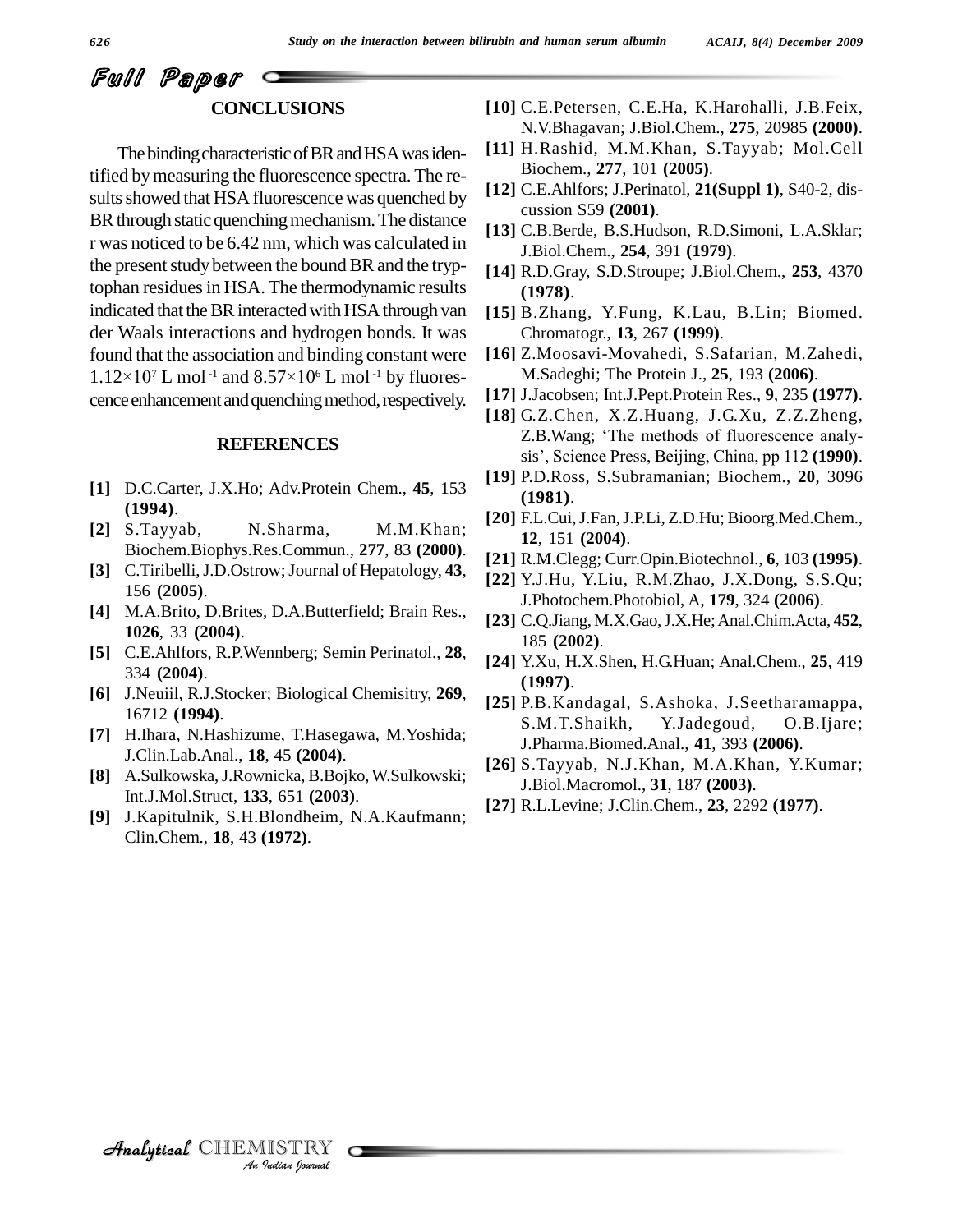## CONCLUSIONS

The binding characteristic of BR and HSA was identified by measuring the fluorescence spectra. The results showed that HSA fluorescence was quenched by BR through static quenching mechanism. The distance r was noticed to be 6.42 nm, which was calculated in the present study between the bound BR and the tryptophan residues in HSA. The thermodynamic results indicated that the BR interacted with HSA through van der Waals interactions and hydrogen bonds. It was found that the association and binding constant were $1.12\times10^{7}$ L mol$^{-1}$ and $8.57\times10^{6}$ L mol$^{-1}$ by fluorescence enhancement and quenching method, respectively.

## REFERENCES

[1] D.C.Carter, J.X.Ho; Adv.Protein Chem., **45**, 153 **(1994)**.

[2] S.Tayyab, N.Sharma, M.M.Khan; Biochem.Biophys.Res.Commun., **277**, 83 **(2000)**.

[3] C.Tiribelli, J.D.Ostrow; Journal of Hepatology, **43**, 156 **(2005)**.

[4] M.A.Brito, D.Brites, D.A.Butterfield; Brain Res., **1026**, 33 **(2004)**.

[5] C.E.Ahlfors, R.P.Wennberg; Semin Perinatol., **28**, 334 **(2004)**.

[6] J.Neuiil, R.J.Stocker; Biological Chemisitry, **269**, 16712 **(1994)**.

[7] H.Ihara, N.Hashizume, T.Hasegawa, M.Yoshida; J.Clin.Lab.Anal., **18**, 45 **(2004)**.

[8] A.Sulkowska, J.Rownicka, B.Bojko, W.Sulkowski; Int.J.Mol.Struct, **133**, 651 **(2003)**.

[9] J.Kapitulnik, S.H.Blondheim, N.A.Kaufmann; Clin.Chem., **18**, 43 **(1972)**.

[10] C.E.Petersen, C.E.Ha, K.Harohalli, J.B.Feix, N.V.Bhagavan; J.Biol.Chem., **275**, 20985 **(2000)**.

[11] H.Rashid, M.M.Khan, S.Tayyab; Mol.Cell Biochem., **277**, 101 **(2005)**.

[12] C.E.Ahlfors; J.Perinatol, **21(Suppl 1)**, S40-2, discussion S59 **(2001)**.

[13] C.B.Berde, B.S.Hudson, R.D.Simoni, L.A.Sklar; J.Biol.Chem., **254**, 391 **(1979)**.

[14] R.D.Gray, S.D.Stroupe; J.Biol.Chem., **253**, 4370 **(1978)**.

[15] B.Zhang, Y.Fung, K.Lau, B.Lin; Biomed. Chromatogr., **13**, 267 **(1999)**.

[16] Z.Moosavi-Movahedi, S.Safarian, M.Zahedi, M.Sadeghi; The Protein J., **25**, 193 **(2006)**.

[17] J.Jacobsen; Int.J.Pept.Protein Res., **9**, 235 **(1977)**.

[18] G.Z.Chen, X.Z.Huang, J.G.Xu, Z.Z.Zheng, Z.B.Wang; 'The methods of fluorescence analysis', Science Press, Beijing, China, pp 112 **(1990)**.

[19] P.D.Ross, S.Subramanian; Biochem., **20**, 3096 **(1981)**.

[20] F.L.Cui, J.Fan, J.P.Li, Z.D.Hu; Bioorg.Med.Chem., **12**, 151 **(2004)**.

[21] R.M.Clegg; Curr.Opin.Biotechnol., **6**, 103 **(1995)**.

[22] Y.J.Hu, Y.Liu, R.M.Zhao, J.X.Dong, S.S.Qu; J.Photochem.Photobiol, A, **179**, 324 **(2006)**.

[23] C.Q.Jiang, M.X.Gao, J.X.He; Anal.Chim.Acta, **452**, 185 **(2002)**.

[24] Y.Xu, H.X.Shen, H.G.Huan; Anal.Chem., **25**, 419 **(1997)**.

[25] P.B.Kandagal, S.Ashoka, J.Seetharamappa, S.M.T.Shaikh, Y.Jadegoud, O.B.Ijare; J.Pharma.Biomed.Anal., **41**, 393 **(2006)**.

[26] S.Tayyab, N.J.Khan, M.A.Khan, Y.Kumar; J.Biol.Macromol., **31**, 187 **(2003)**.

[27] R.L.Levine; J.Clin.Chem., **23**, 2292 **(1977)**.